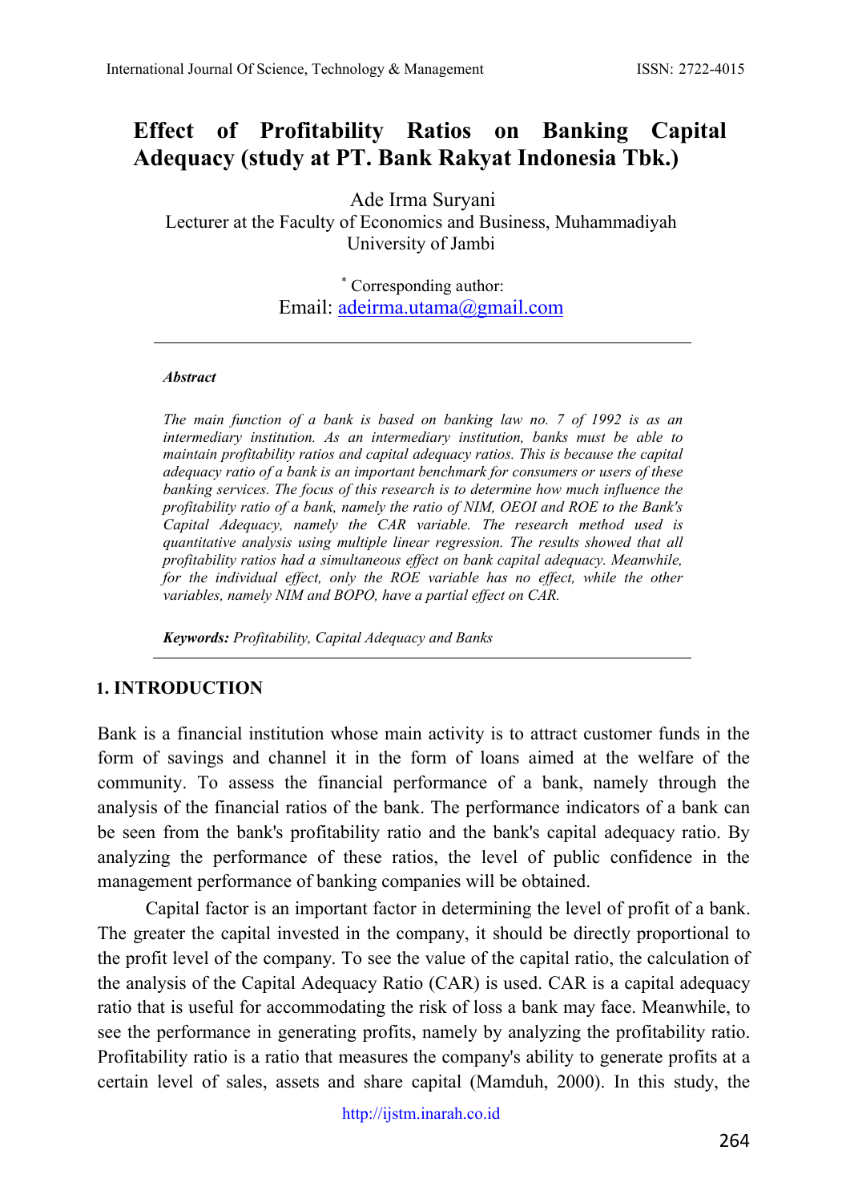# Effect of Profitability Ratios on Banking Capital Adequacy (study at PT. Bank Rakyat Indonesia Tbk.)

Ade Irma Suryani
Lecturer at the Faculty of Economics and Business, Muhammadiyah University of Jambi

[*] Corresponding author:
Email: adeirma.utama@gmail.com

***Abstract***

*The main function of a bank is based on banking law no. 7 of 1992 is as an intermediary institution. As an intermediary institution, banks must be able to maintain profitability ratios and capital adequacy ratios. This is because the capital adequacy ratio of a bank is an important benchmark for consumers or users of these banking services. The focus of this research is to determine how much influence the profitability ratio of a bank, namely the ratio of NIM, OEOI and ROE to the Bank's Capital Adequacy, namely the CAR variable. The research method used is quantitative analysis using multiple linear regression. The results showed that all profitability ratios had a simultaneous effect on bank capital adequacy. Meanwhile, for the individual effect, only the ROE variable has no effect, while the other variables, namely NIM and BOPO, have a partial effect on CAR.*

***Keywords:*** *Profitability, Capital Adequacy and Banks*

## 1. INTRODUCTION

Bank is a financial institution whose main activity is to attract customer funds in the form of savings and channel it in the form of loans aimed at the welfare of the community. To assess the financial performance of a bank, namely through the analysis of the financial ratios of the bank. The performance indicators of a bank can be seen from the bank's profitability ratio and the bank's capital adequacy ratio. By analyzing the performance of these ratios, the level of public confidence in the management performance of banking companies will be obtained.

Capital factor is an important factor in determining the level of profit of a bank. The greater the capital invested in the company, it should be directly proportional to the profit level of the company. To see the value of the capital ratio, the calculation of the analysis of the Capital Adequacy Ratio (CAR) is used. CAR is a capital adequacy ratio that is useful for accommodating the risk of loss a bank may face. Meanwhile, to see the performance in generating profits, namely by analyzing the profitability ratio. Profitability ratio is a ratio that measures the company's ability to generate profits at a certain level of sales, assets and share capital (Mamduh, 2000). In this study, the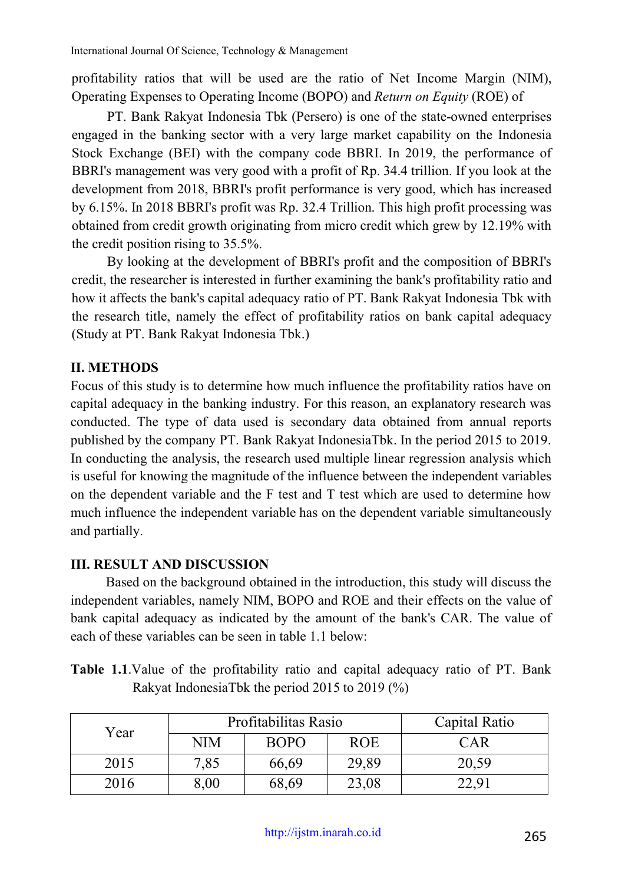profitability ratios that will be used are the ratio of Net Income Margin (NIM), Operating Expenses to Operating Income (BOPO) and *Return on Equity* (ROE) of

PT. Bank Rakyat Indonesia Tbk (Persero) is one of the state-owned enterprises engaged in the banking sector with a very large market capability on the Indonesia Stock Exchange (BEI) with the company code BBRI. In 2019, the performance of BBRI's management was very good with a profit of Rp. 34.4 trillion. If you look at the development from 2018, BBRI's profit performance is very good, which has increased by 6.15%. In 2018 BBRI's profit was Rp. 32.4 Trillion. This high profit processing was obtained from credit growth originating from micro credit which grew by 12.19% with the credit position rising to 35.5%.

By looking at the development of BBRI's profit and the composition of BBRI's credit, the researcher is interested in further examining the bank's profitability ratio and how it affects the bank's capital adequacy ratio of PT. Bank Rakyat Indonesia Tbk with the research title, namely the effect of profitability ratios on bank capital adequacy (Study at PT. Bank Rakyat Indonesia Tbk.)

## II. METHODS

Focus of this study is to determine how much influence the profitability ratios have on capital adequacy in the banking industry. For this reason, an explanatory research was conducted. The type of data used is secondary data obtained from annual reports published by the company PT. Bank Rakyat IndonesiaTbk. In the period 2015 to 2019. In conducting the analysis, the research used multiple linear regression analysis which is useful for knowing the magnitude of the influence between the independent variables on the dependent variable and the F test and T test which are used to determine how much influence the independent variable has on the dependent variable simultaneously and partially.

## III. RESULT AND DISCUSSION

Based on the background obtained in the introduction, this study will discuss the independent variables, namely NIM, BOPO and ROE and their effects on the value of bank capital adequacy as indicated by the amount of the bank's CAR. The value of each of these variables can be seen in table 1.1 below:

**Table 1.1**.Value of the profitability ratio and capital adequacy ratio of PT. Bank Rakyat IndonesiaTbk the period 2015 to 2019 (%)

| Year | Profitabilitas Rasio | | | Capital Ratio |
|---|---|---|---|---|
| | NIM | BOPO | ROE | CAR |
| 2015 | 7,85 | 66,69 | 29,89 | 20,59 |
| 2016 | 8,00 | 68,69 | 23,08 | 22,91 |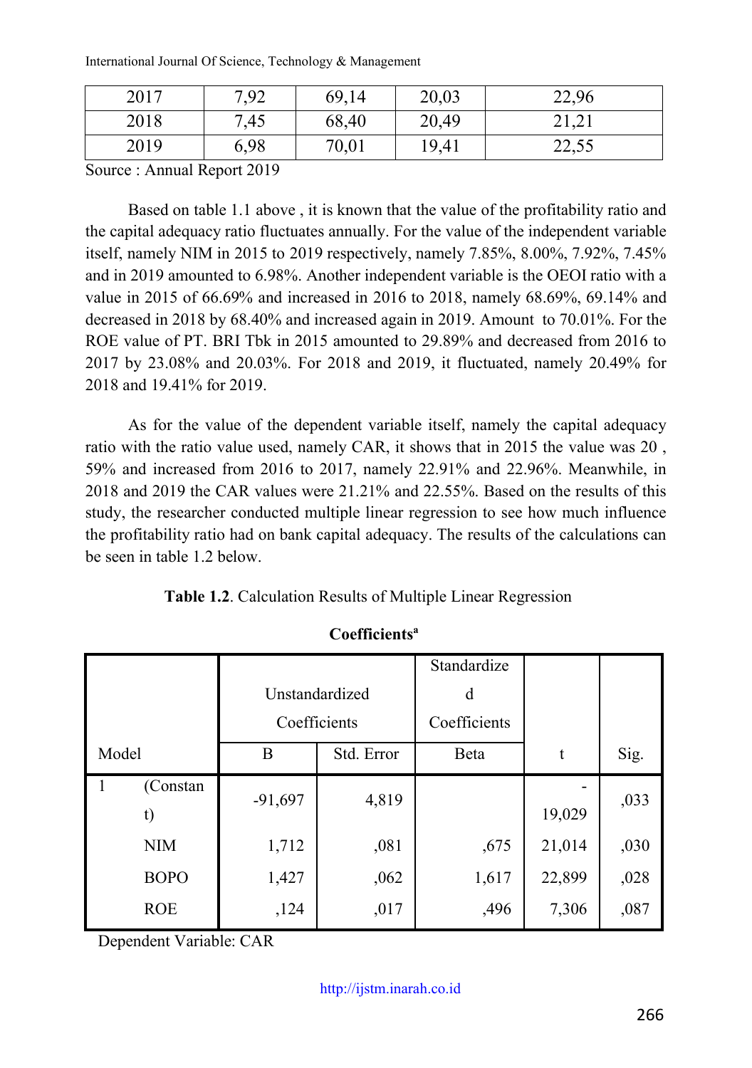| 2017 | 7,92 | 69,14 | 20,03 | 22,96 |
|---|---|---|---|---|
| 2018 | 7,45 | 68,40 | 20,49 | 21,21 |
| 2019 | 6,98 | 70,01 | 19,41 | 22,55 |

Source : Annual Report 2019

Based on table 1.1 above , it is known that the value of the profitability ratio and the capital adequacy ratio fluctuates annually. For the value of the independent variable itself, namely NIM in 2015 to 2019 respectively, namely 7.85%, 8.00%, 7.92%, 7.45% and in 2019 amounted to 6.98%. Another independent variable is the OEOI ratio with a value in 2015 of 66.69% and increased in 2016 to 2018, namely 68.69%, 69.14% and decreased in 2018 by 68.40% and increased again in 2019. Amount to 70.01%. For the ROE value of PT. BRI Tbk in 2015 amounted to 29.89% and decreased from 2016 to 2017 by 23.08% and 20.03%. For 2018 and 2019, it fluctuated, namely 20.49% for 2018 and 19.41% for 2019.

As for the value of the dependent variable itself, namely the capital adequacy ratio with the ratio value used, namely CAR, it shows that in 2015 the value was 20 , 59% and increased from 2016 to 2017, namely 22.91% and 22.96%. Meanwhile, in 2018 and 2019 the CAR values were 21.21% and 22.55%. Based on the results of this study, the researcher conducted multiple linear regression to see how much influence the profitability ratio had on bank capital adequacy. The results of the calculations can be seen in table 1.2 below.

**Table 1.2**. Calculation Results of Multiple Linear Regression

**Coefficients[a]**

| Model | | Unstandardized Coefficients | | Standardized Coefficients | t | Sig. |
|---|---|---|---|---|---|---|
| | | B | Std. Error | Beta | | |
| 1 | (Constant) | -91,697 | 4,819 | | -19,029 | ,033 |
| | NIM | 1,712 | ,081 | ,675 | 21,014 | ,030 |
| | BOPO | 1,427 | ,062 | 1,617 | 22,899 | ,028 |
| | ROE | ,124 | ,017 | ,496 | 7,306 | ,087 |

Dependent Variable: CAR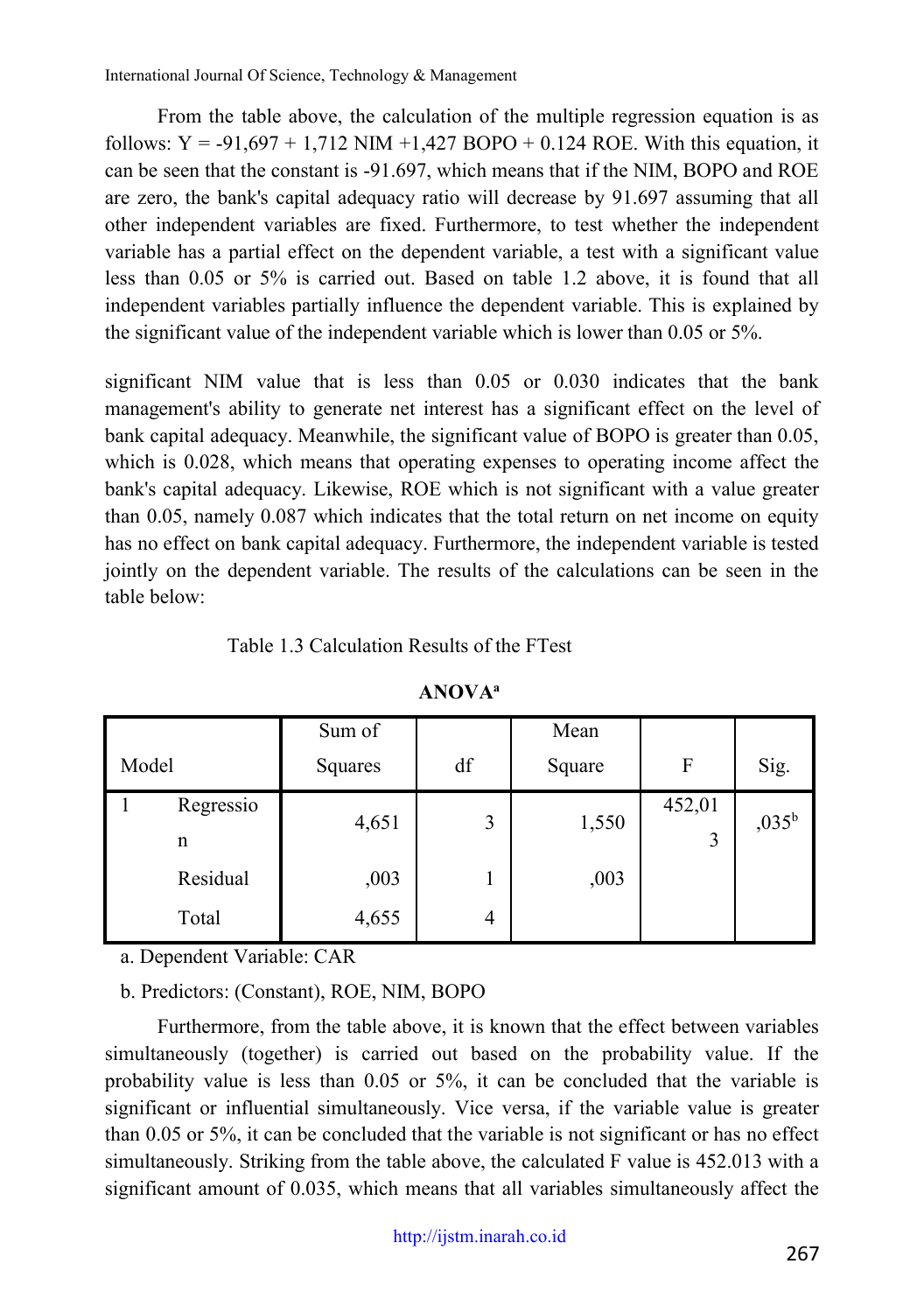From the table above, the calculation of the multiple regression equation is as follows: Y = -91,697 + 1,712 NIM +1,427 BOPO + 0.124 ROE. With this equation, it can be seen that the constant is -91.697, which means that if the NIM, BOPO and ROE are zero, the bank's capital adequacy ratio will decrease by 91.697 assuming that all other independent variables are fixed. Furthermore, to test whether the independent variable has a partial effect on the dependent variable, a test with a significant value less than 0.05 or 5% is carried out. Based on table 1.2 above, it is found that all independent variables partially influence the dependent variable. This is explained by the significant value of the independent variable which is lower than 0.05 or 5%.

significant NIM value that is less than 0.05 or 0.030 indicates that the bank management's ability to generate net interest has a significant effect on the level of bank capital adequacy. Meanwhile, the significant value of BOPO is greater than 0.05, which is 0.028, which means that operating expenses to operating income affect the bank's capital adequacy. Likewise, ROE which is not significant with a value greater than 0.05, namely 0.087 which indicates that the total return on net income on equity has no effect on bank capital adequacy. Furthermore, the independent variable is tested jointly on the dependent variable. The results of the calculations can be seen in the table below:

Table 1.3 Calculation Results of the FTest

**ANOVA[a]**

| Model | | Sum of Squares | df | Mean Square | F | Sig. |
|---|---|---|---|---|---|---|
| 1 | Regression | 4,651 | 3 | 1,550 | 452,013 | ,035[b] |
| | Residual | ,003 | 1 | ,003 | | |
| | Total | 4,655 | 4 | | | |

a. Dependent Variable: CAR

b. Predictors: (Constant), ROE, NIM, BOPO

Furthermore, from the table above, it is known that the effect between variables simultaneously (together) is carried out based on the probability value. If the probability value is less than 0.05 or 5%, it can be concluded that the variable is significant or influential simultaneously. Vice versa, if the variable value is greater than 0.05 or 5%, it can be concluded that the variable is not significant or has no effect simultaneously. Striking from the table above, the calculated F value is 452.013 with a significant amount of 0.035, which means that all variables simultaneously affect the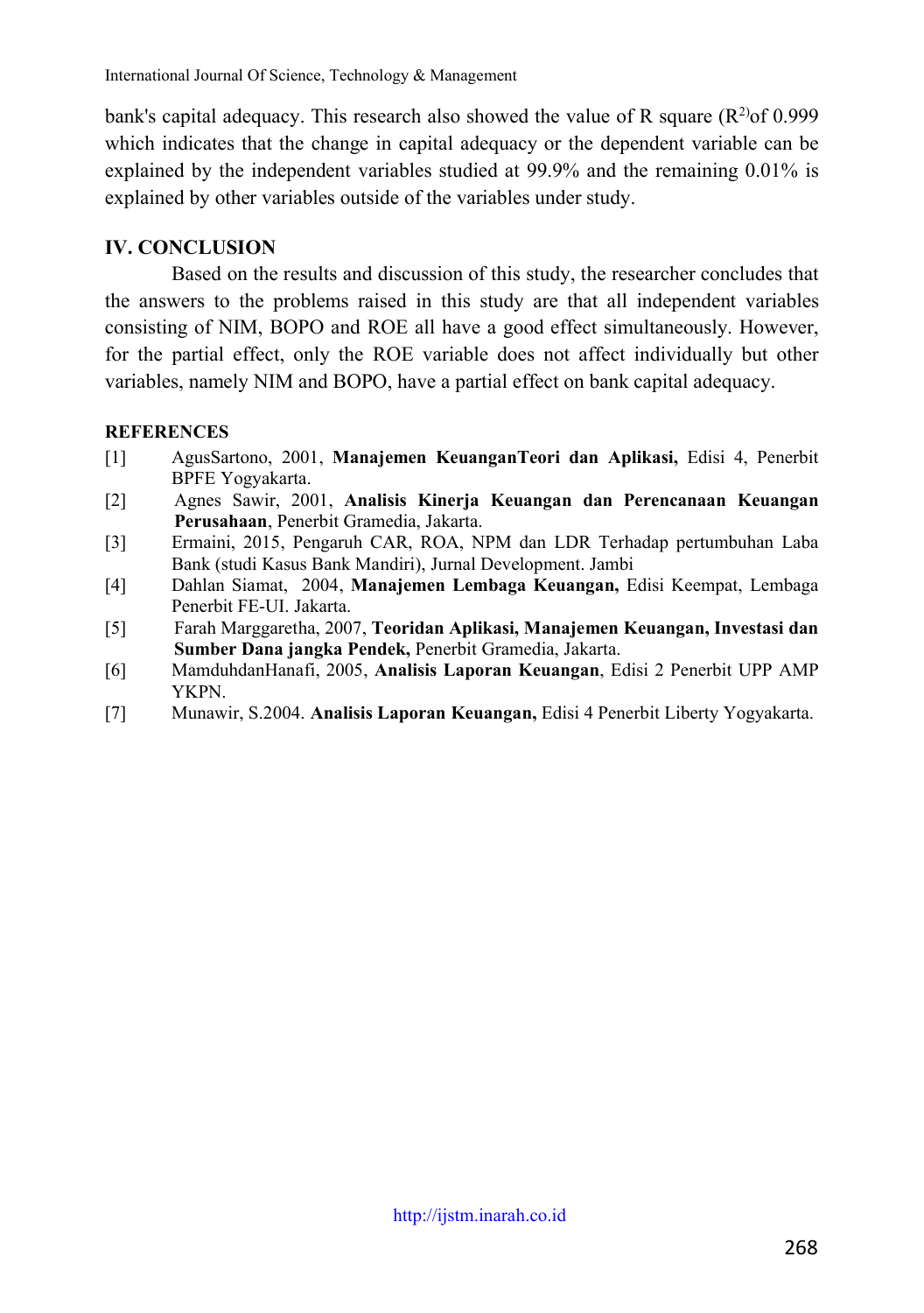bank's capital adequacy. This research also showed the value of R square ($R^2$)of 0.999 which indicates that the change in capital adequacy or the dependent variable can be explained by the independent variables studied at 99.9% and the remaining 0.01% is explained by other variables outside of the variables under study.

## IV. CONCLUSION

Based on the results and discussion of this study, the researcher concludes that the answers to the problems raised in this study are that all independent variables consisting of NIM, BOPO and ROE all have a good effect simultaneously. However, for the partial effect, only the ROE variable does not affect individually but other variables, namely NIM and BOPO, have a partial effect on bank capital adequacy.

## REFERENCES

[1] AgusSartono, 2001, **Manajemen KeuanganTeori dan Aplikasi,** Edisi 4, Penerbit BPFE Yogyakarta.

[2] Agnes Sawir, 2001, **Analisis Kinerja Keuangan dan Perencanaan Keuangan Perusahaan**, Penerbit Gramedia, Jakarta.

[3] Ermaini, 2015, Pengaruh CAR, ROA, NPM dan LDR Terhadap pertumbuhan Laba Bank (studi Kasus Bank Mandiri), Jurnal Development. Jambi

[4] Dahlan Siamat, 2004, **Manajemen Lembaga Keuangan,** Edisi Keempat, Lembaga Penerbit FE-UI. Jakarta.

[5] Farah Marggaretha, 2007, **Teoridan Aplikasi, Manajemen Keuangan, Investasi dan Sumber Dana jangka Pendek,** Penerbit Gramedia, Jakarta.

[6] MamduhdanHanafi, 2005, **Analisis Laporan Keuangan**, Edisi 2 Penerbit UPP AMP YKPN.

[7] Munawir, S.2004. **Analisis Laporan Keuangan,** Edisi 4 Penerbit Liberty Yogyakarta.